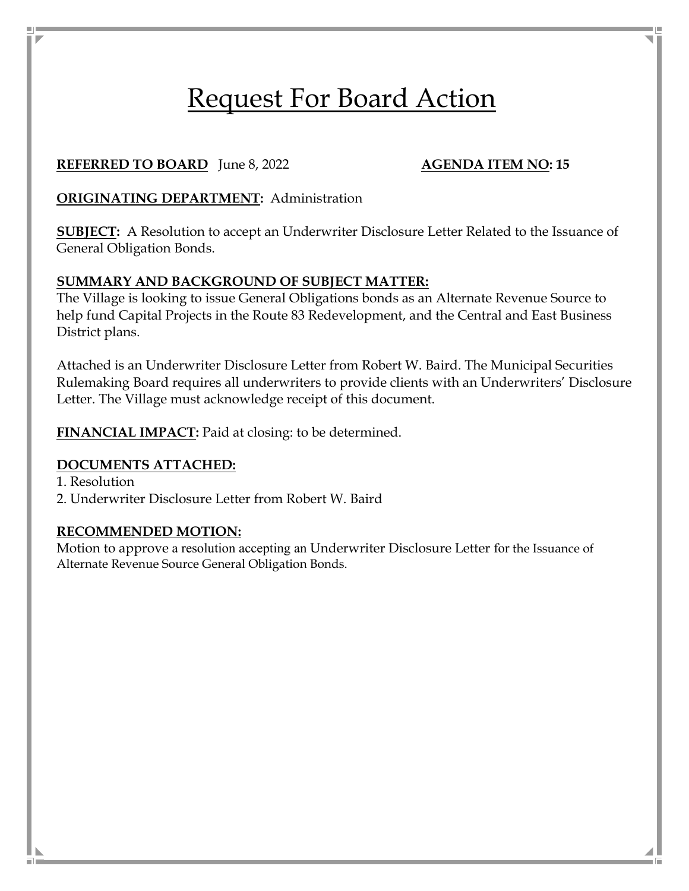# Request For Board Action

**REFERRED TO BOARD** June 8, 2022 **AGENDA ITEM NO: 15**

**ORIGINATING DEPARTMENT:** Administration

**SUBJECT:** A Resolution to accept an Underwriter Disclosure Letter Related to the Issuance of General Obligation Bonds.

**SUMMARY AND BACKGROUND OF SUBJECT MATTER:**

The Village is looking to issue General Obligations bonds as an Alternate Revenue Source to help fund Capital Projects in the Route 83 Redevelopment, and the Central and East Business District plans.

Attached is an Underwriter Disclosure Letter from Robert W. Baird. The Municipal Securities Rulemaking Board requires all underwriters to provide clients with an Underwriters' Disclosure Letter. The Village must acknowledge receipt of this document.

**FINANCIAL IMPACT:** Paid at closing: to be determined.

**DOCUMENTS ATTACHED:**

1. Resolution
2. Underwriter Disclosure Letter from Robert W. Baird

**RECOMMENDED MOTION:**

Motion to approve a resolution accepting an Underwriter Disclosure Letter for the Issuance of Alternate Revenue Source General Obligation Bonds.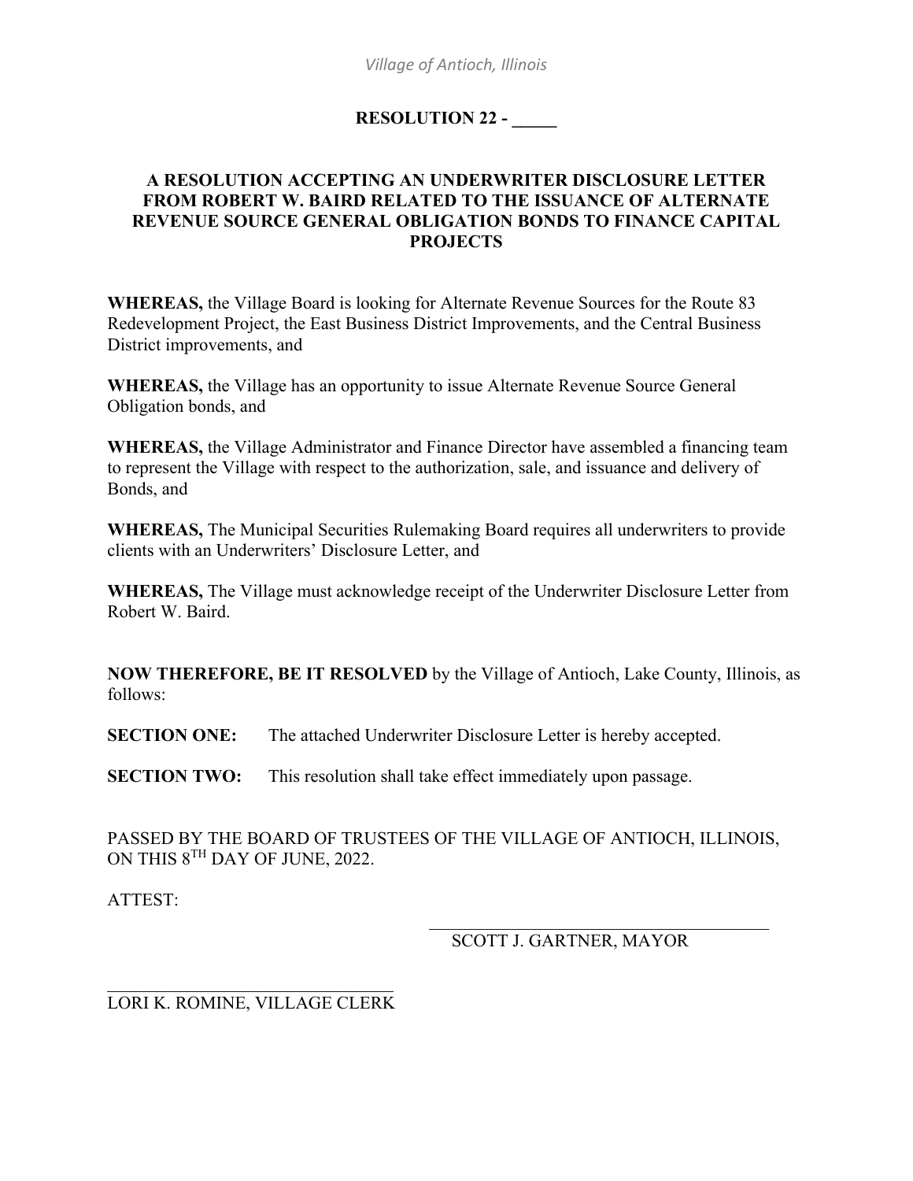# RESOLUTION 22 - _____

## A RESOLUTION ACCEPTING AN UNDERWRITER DISCLOSURE LETTER FROM ROBERT W. BAIRD RELATED TO THE ISSUANCE OF ALTERNATE REVENUE SOURCE GENERAL OBLIGATION BONDS TO FINANCE CAPITAL PROJECTS

**WHEREAS,** the Village Board is looking for Alternate Revenue Sources for the Route 83 Redevelopment Project, the East Business District Improvements, and the Central Business District improvements, and

**WHEREAS,** the Village has an opportunity to issue Alternate Revenue Source General Obligation bonds, and

**WHEREAS,** the Village Administrator and Finance Director have assembled a financing team to represent the Village with respect to the authorization, sale, and issuance and delivery of Bonds, and

**WHEREAS,** The Municipal Securities Rulemaking Board requires all underwriters to provide clients with an Underwriters' Disclosure Letter, and

**WHEREAS,** The Village must acknowledge receipt of the Underwriter Disclosure Letter from Robert W. Baird.

**NOW THEREFORE, BE IT RESOLVED** by the Village of Antioch, Lake County, Illinois, as follows:

**SECTION ONE:** The attached Underwriter Disclosure Letter is hereby accepted.

**SECTION TWO:** This resolution shall take effect immediately upon passage.

PASSED BY THE BOARD OF TRUSTEES OF THE VILLAGE OF ANTIOCH, ILLINOIS, ON THIS 8TH DAY OF JUNE, 2022.

ATTEST:

_________________________________
SCOTT J. GARTNER, MAYOR

_________________________________
LORI K. ROMINE, VILLAGE CLERK